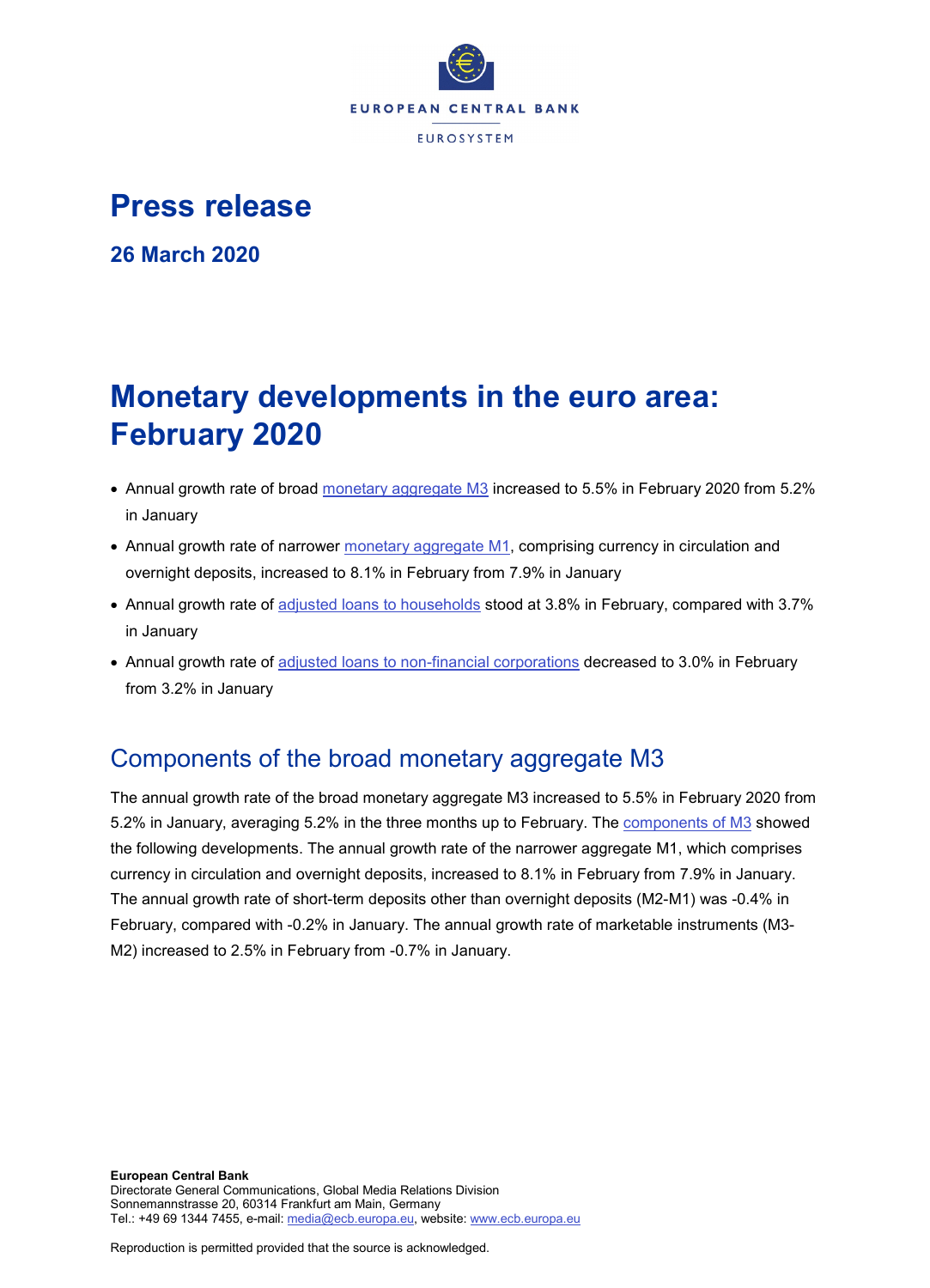EUROPEAN CENTRAL BANK

EUROSYSTEM

# Press release

**26 March 2020**

# Monetary developments in the euro area: February 2020

- Annual growth rate of broad monetary aggregate M3 increased to 5.5% in February 2020 from 5.2% in January
- Annual growth rate of narrower monetary aggregate M1, comprising currency in circulation and overnight deposits, increased to 8.1% in February from 7.9% in January
- Annual growth rate of adjusted loans to households stood at 3.8% in February, compared with 3.7% in January
- Annual growth rate of adjusted loans to non-financial corporations decreased to 3.0% in February from 3.2% in January

## Components of the broad monetary aggregate M3

The annual growth rate of the broad monetary aggregate M3 increased to 5.5% in February 2020 from 5.2% in January, averaging 5.2% in the three months up to February. The components of M3 showed the following developments. The annual growth rate of the narrower aggregate M1, which comprises currency in circulation and overnight deposits, increased to 8.1% in February from 7.9% in January. The annual growth rate of short-term deposits other than overnight deposits (M2-M1) was -0.4% in February, compared with -0.2% in January. The annual growth rate of marketable instruments (M3-M2) increased to 2.5% in February from -0.7% in January.

**European Central Bank**
Directorate General Communications, Global Media Relations Division
Sonnemannstrasse 20, 60314 Frankfurt am Main, Germany
Tel.: +49 69 1344 7455, e-mail: media@ecb.europa.eu, website: www.ecb.europa.eu

Reproduction is permitted provided that the source is acknowledged.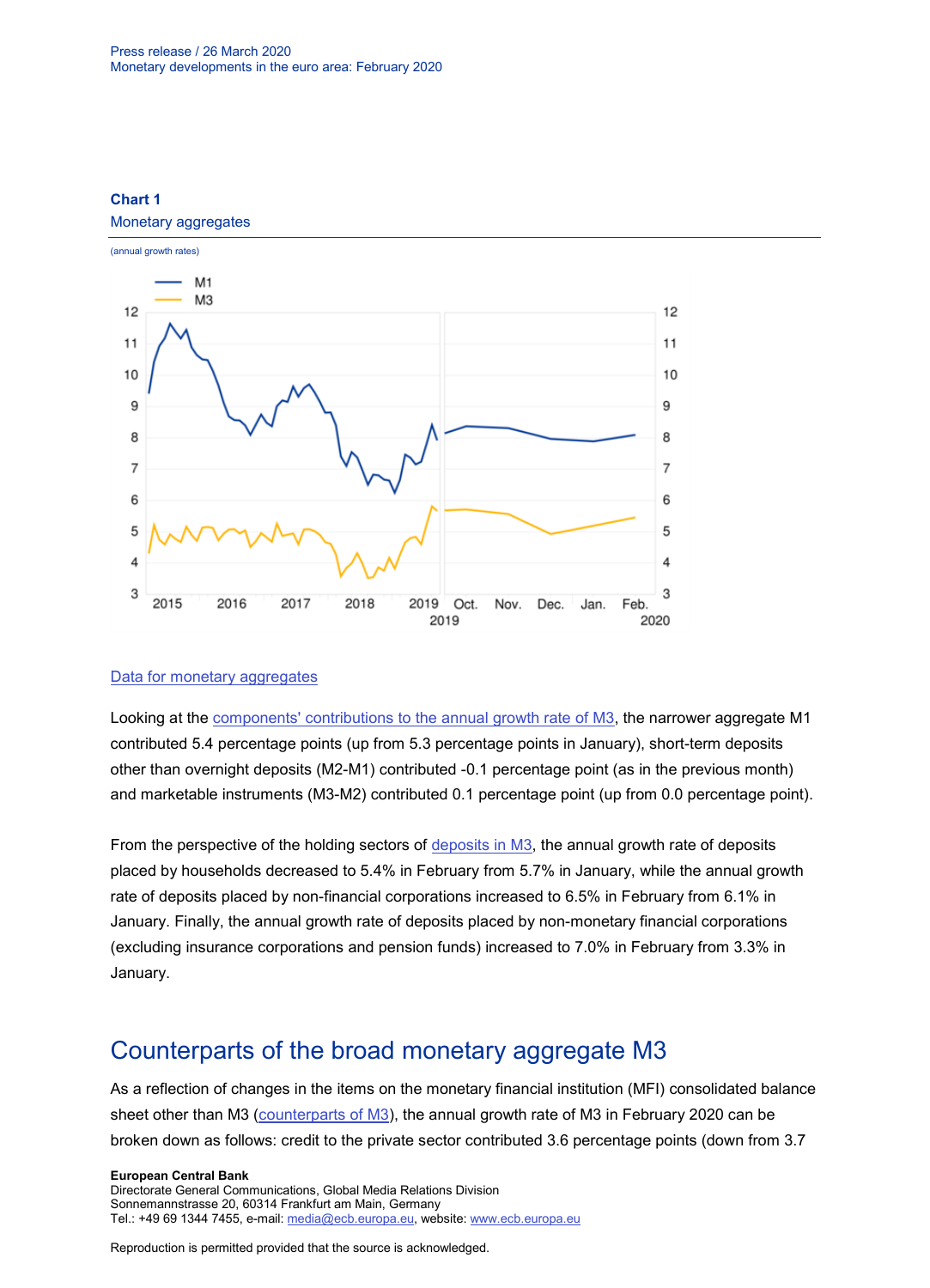**Chart 1**

Monetary aggregates

(annual growth rates)

[Data for monetary aggregates](#)

Looking at the [components' contributions to the annual growth rate of M3](#), the narrower aggregate M1 contributed 5.4 percentage points (up from 5.3 percentage points in January), short-term deposits other than overnight deposits (M2-M1) contributed -0.1 percentage point (as in the previous month) and marketable instruments (M3-M2) contributed 0.1 percentage point (up from 0.0 percentage point).

From the perspective of the holding sectors of [deposits in M3](#), the annual growth rate of deposits placed by households decreased to 5.4% in February from 5.7% in January, while the annual growth rate of deposits placed by non-financial corporations increased to 6.5% in February from 6.1% in January. Finally, the annual growth rate of deposits placed by non-monetary financial corporations (excluding insurance corporations and pension funds) increased to 7.0% in February from 3.3% in January.

## Counterparts of the broad monetary aggregate M3

As a reflection of changes in the items on the monetary financial institution (MFI) consolidated balance sheet other than M3 ([counterparts of M3](#)), the annual growth rate of M3 in February 2020 can be broken down as follows: credit to the private sector contributed 3.6 percentage points (down from 3.7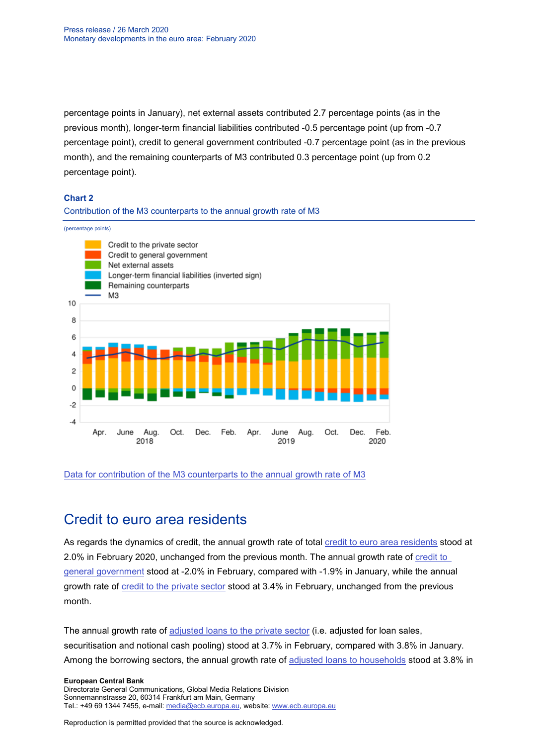percentage points in January), net external assets contributed 2.7 percentage points (as in the previous month), longer-term financial liabilities contributed -0.5 percentage point (up from -0.7 percentage point), credit to general government contributed -0.7 percentage point (as in the previous month), and the remaining counterparts of M3 contributed 0.3 percentage point (up from 0.2 percentage point).

### Chart 2

Contribution of the M3 counterparts to the annual growth rate of M3

(percentage points)

[Data for contribution of the M3 counterparts to the annual growth rate of M3]

## Credit to euro area residents

As regards the dynamics of credit, the annual growth rate of total [credit to euro area residents] stood at 2.0% in February 2020, unchanged from the previous month. The annual growth rate of [credit to general government] stood at -2.0% in February, compared with -1.9% in January, while the annual growth rate of [credit to the private sector] stood at 3.4% in February, unchanged from the previous month.

The annual growth rate of [adjusted loans to the private sector] (i.e. adjusted for loan sales, securitisation and notional cash pooling) stood at 3.7% in February, compared with 3.8% in January. Among the borrowing sectors, the annual growth rate of [adjusted loans to households] stood at 3.8% in

**European Central Bank**
Directorate General Communications, Global Media Relations Division
Sonnemannstrasse 20, 60314 Frankfurt am Main, Germany
Tel.: +49 69 1344 7455, e-mail: media@ecb.europa.eu, website: www.ecb.europa.eu

Reproduction is permitted provided that the source is acknowledged.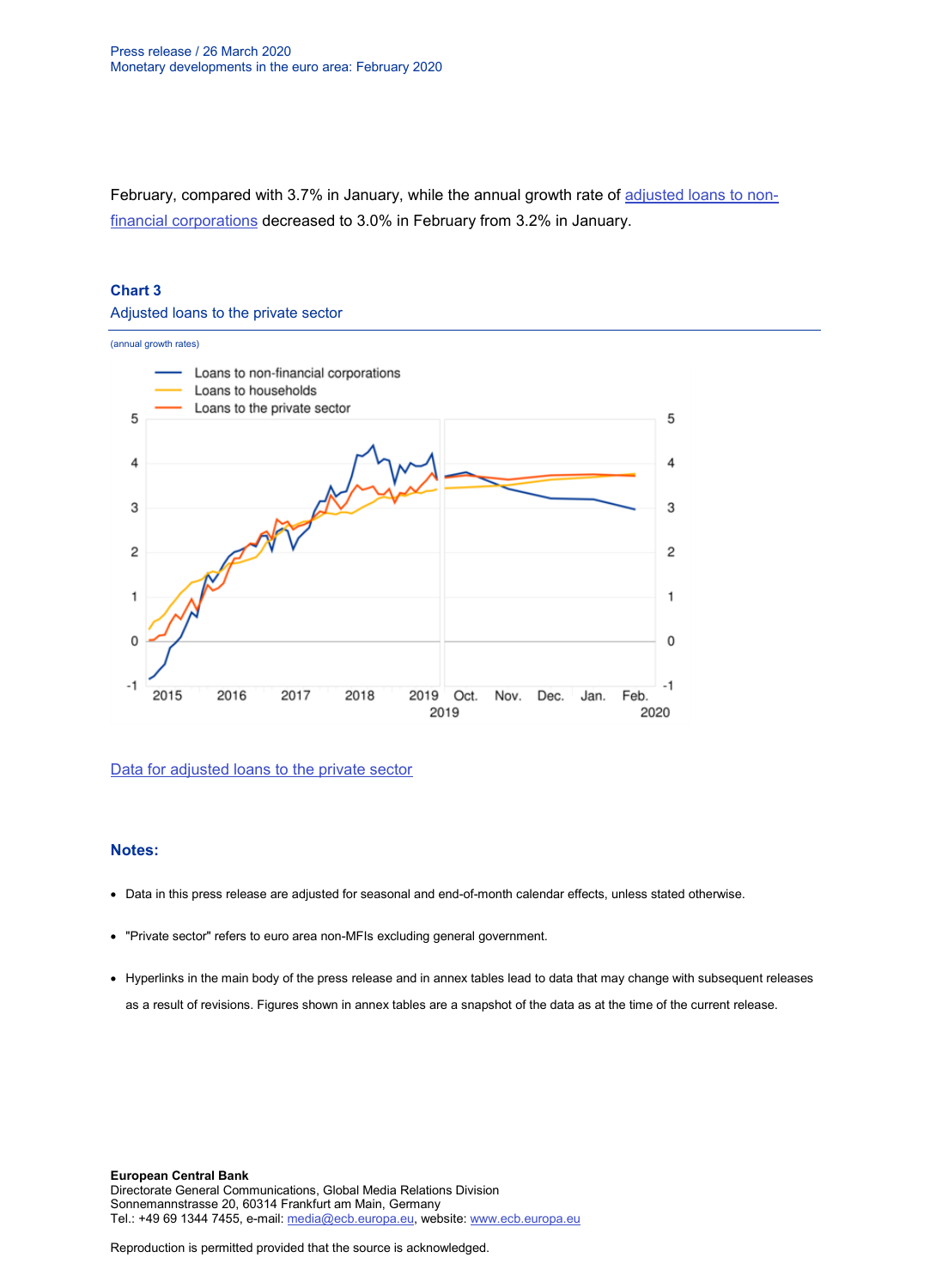February, compared with 3.7% in January, while the annual growth rate of adjusted loans to non-financial corporations decreased to 3.0% in February from 3.2% in January.

### Chart 3

Adjusted loans to the private sector

(annual growth rates)

Loans to non-financial corporations
Loans to households
Loans to the private sector

5
4
3
2
1
0
-1

2015
2016
2017
2018
2019
Oct.
2019
Nov.
Dec.
Jan.
Feb.
2020

Data for adjusted loans to the private sector

**Notes:**

- Data in this press release are adjusted for seasonal and end-of-month calendar effects, unless stated otherwise.
- "Private sector" refers to euro area non-MFIs excluding general government.
- Hyperlinks in the main body of the press release and in annex tables lead to data that may change with subsequent releases as a result of revisions. Figures shown in annex tables are a snapshot of the data as at the time of the current release.

**European Central Bank**
Directorate General Communications, Global Media Relations Division
Sonnemannstrasse 20, 60314 Frankfurt am Main, Germany
Tel.: +49 69 1344 7455, e-mail: media@ecb.europa.eu, website: www.ecb.europa.eu

Reproduction is permitted provided that the source is acknowledged.